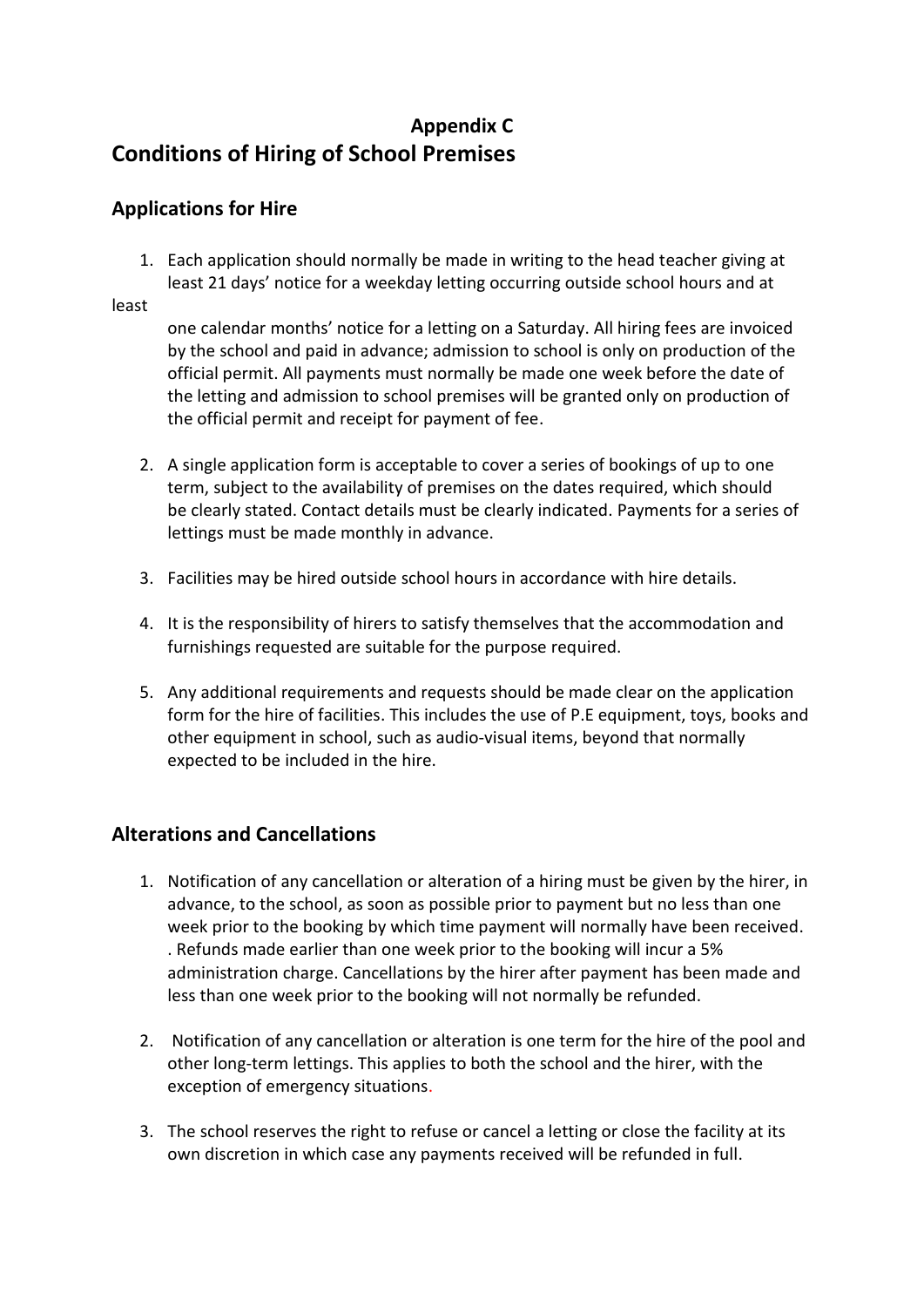**Appendix C**

# Conditions of Hiring of School Premises

## Applications for Hire

1. Each application should normally be made in writing to the head teacher giving at least 21 days' notice for a weekday letting occurring outside school hours and at least one calendar months' notice for a letting on a Saturday. All hiring fees are invoiced by the school and paid in advance; admission to school is only on production of the official permit. All payments must normally be made one week before the date of the letting and admission to school premises will be granted only on production of the official permit and receipt for payment of fee.

2. A single application form is acceptable to cover a series of bookings of up to one term, subject to the availability of premises on the dates required, which should be clearly stated. Contact details must be clearly indicated. Payments for a series of lettings must be made monthly in advance.

3. Facilities may be hired outside school hours in accordance with hire details.

4. It is the responsibility of hirers to satisfy themselves that the accommodation and furnishings requested are suitable for the purpose required.

5. Any additional requirements and requests should be made clear on the application form for the hire of facilities. This includes the use of P.E equipment, toys, books and other equipment in school, such as audio-visual items, beyond that normally expected to be included in the hire.

## Alterations and Cancellations

1. Notification of any cancellation or alteration of a hiring must be given by the hirer, in advance, to the school, as soon as possible prior to payment but no less than one week prior to the booking by which time payment will normally have been received. . Refunds made earlier than one week prior to the booking will incur a 5% administration charge. Cancellations by the hirer after payment has been made and less than one week prior to the booking will not normally be refunded.

2. Notification of any cancellation or alteration is one term for the hire of the pool and other long-term lettings. This applies to both the school and the hirer, with the exception of emergency situations.

3. The school reserves the right to refuse or cancel a letting or close the facility at its own discretion in which case any payments received will be refunded in full.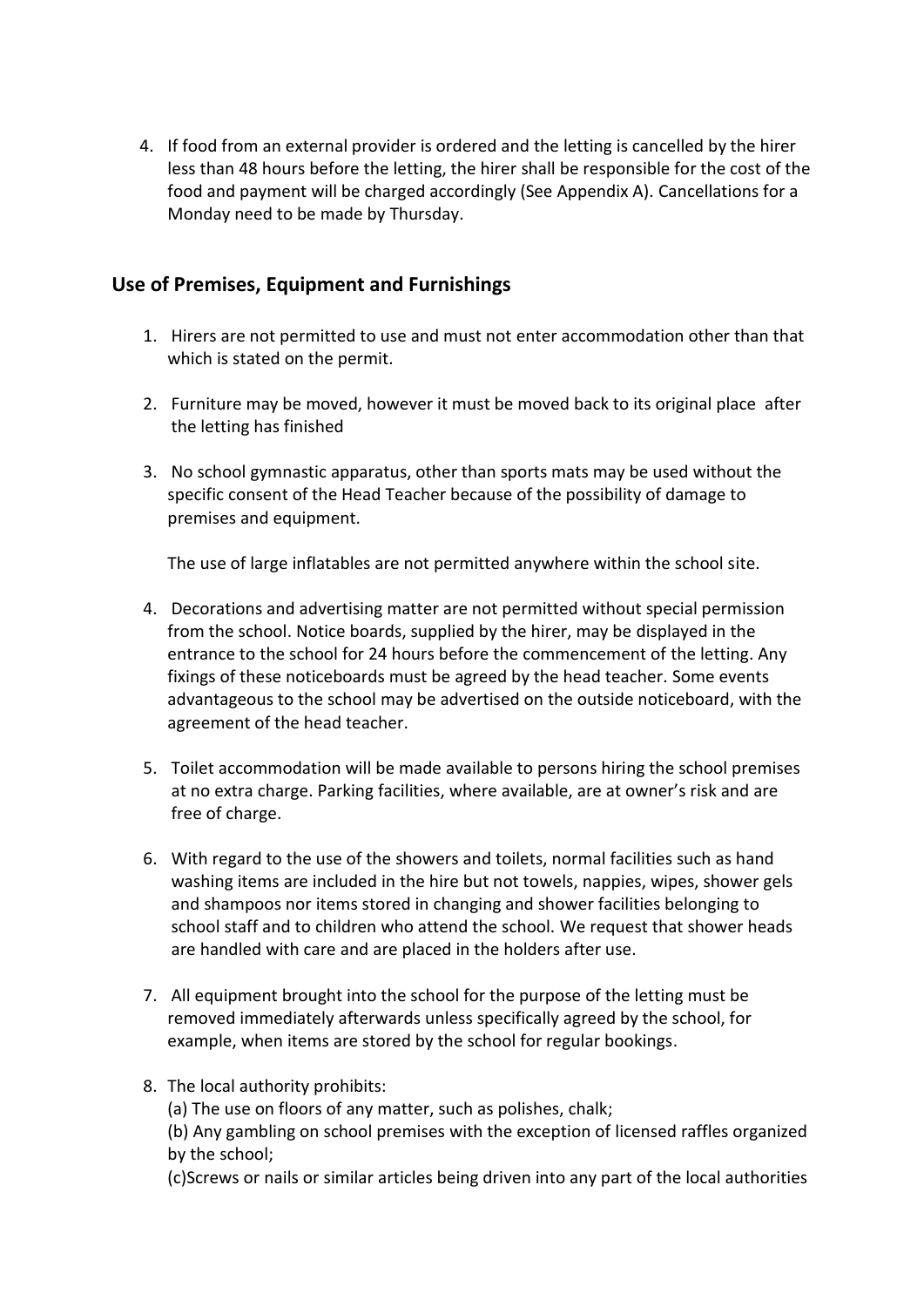4. If food from an external provider is ordered and the letting is cancelled by the hirer less than 48 hours before the letting, the hirer shall be responsible for the cost of the food and payment will be charged accordingly (See Appendix A). Cancellations for a Monday need to be made by Thursday.

## Use of Premises, Equipment and Furnishings

1. Hirers are not permitted to use and must not enter accommodation other than that which is stated on the permit.

2. Furniture may be moved, however it must be moved back to its original place after the letting has finished

3. No school gymnastic apparatus, other than sports mats may be used without the specific consent of the Head Teacher because of the possibility of damage to premises and equipment.

   The use of large inflatables are not permitted anywhere within the school site.

4. Decorations and advertising matter are not permitted without special permission from the school. Notice boards, supplied by the hirer, may be displayed in the entrance to the school for 24 hours before the commencement of the letting. Any fixings of these noticeboards must be agreed by the head teacher. Some events advantageous to the school may be advertised on the outside noticeboard, with the agreement of the head teacher.

5. Toilet accommodation will be made available to persons hiring the school premises at no extra charge. Parking facilities, where available, are at owner's risk and are free of charge.

6. With regard to the use of the showers and toilets, normal facilities such as hand washing items are included in the hire but not towels, nappies, wipes, shower gels and shampoos nor items stored in changing and shower facilities belonging to school staff and to children who attend the school. We request that shower heads are handled with care and are placed in the holders after use.

7. All equipment brought into the school for the purpose of the letting must be removed immediately afterwards unless specifically agreed by the school, for example, when items are stored by the school for regular bookings.

8. The local authority prohibits:
   (a) The use on floors of any matter, such as polishes, chalk;
   (b) Any gambling on school premises with the exception of licensed raffles organized by the school;
   (c)Screws or nails or similar articles being driven into any part of the local authorities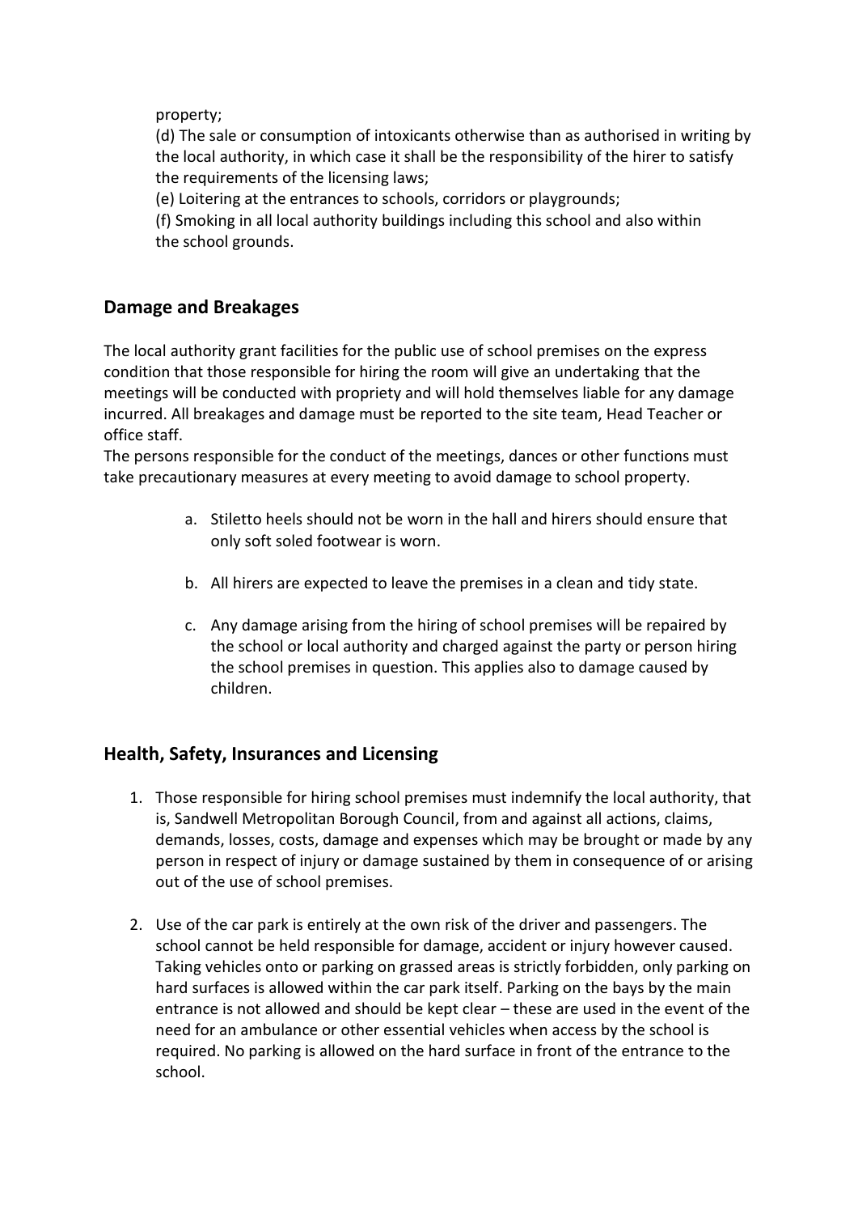property;

(d) The sale or consumption of intoxicants otherwise than as authorised in writing by the local authority, in which case it shall be the responsibility of the hirer to satisfy the requirements of the licensing laws;

(e) Loitering at the entrances to schools, corridors or playgrounds;

(f) Smoking in all local authority buildings including this school and also within the school grounds.

## Damage and Breakages

The local authority grant facilities for the public use of school premises on the express condition that those responsible for hiring the room will give an undertaking that the meetings will be conducted with propriety and will hold themselves liable for any damage incurred. All breakages and damage must be reported to the site team, Head Teacher or office staff.

The persons responsible for the conduct of the meetings, dances or other functions must take precautionary measures at every meeting to avoid damage to school property.

a. Stiletto heels should not be worn in the hall and hirers should ensure that only soft soled footwear is worn.

b. All hirers are expected to leave the premises in a clean and tidy state.

c. Any damage arising from the hiring of school premises will be repaired by the school or local authority and charged against the party or person hiring the school premises in question. This applies also to damage caused by children.

## Health, Safety, Insurances and Licensing

1. Those responsible for hiring school premises must indemnify the local authority, that is, Sandwell Metropolitan Borough Council, from and against all actions, claims, demands, losses, costs, damage and expenses which may be brought or made by any person in respect of injury or damage sustained by them in consequence of or arising out of the use of school premises.

2. Use of the car park is entirely at the own risk of the driver and passengers. The school cannot be held responsible for damage, accident or injury however caused. Taking vehicles onto or parking on grassed areas is strictly forbidden, only parking on hard surfaces is allowed within the car park itself. Parking on the bays by the main entrance is not allowed and should be kept clear – these are used in the event of the need for an ambulance or other essential vehicles when access by the school is required. No parking is allowed on the hard surface in front of the entrance to the school.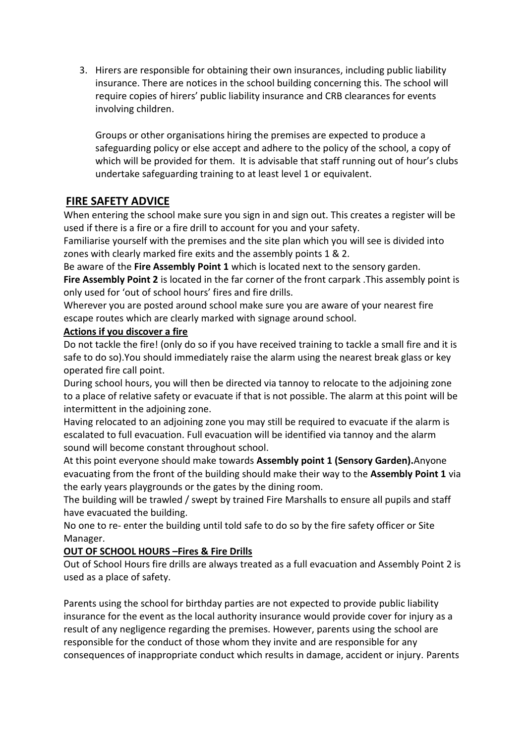3. Hirers are responsible for obtaining their own insurances, including public liability insurance. There are notices in the school building concerning this. The school will require copies of hirers' public liability insurance and CRB clearances for events involving children.

   Groups or other organisations hiring the premises are expected to produce a safeguarding policy or else accept and adhere to the policy of the school, a copy of which will be provided for them. It is advisable that staff running out of hour's clubs undertake safeguarding training to at least level 1 or equivalent.

## FIRE SAFETY ADVICE

When entering the school make sure you sign in and sign out. This creates a register will be used if there is a fire or a fire drill to account for you and your safety.

Familiarise yourself with the premises and the site plan which you will see is divided into zones with clearly marked fire exits and the assembly points 1 & 2.

Be aware of the **Fire Assembly Point 1** which is located next to the sensory garden.

**Fire Assembly Point 2** is located in the far corner of the front carpark .This assembly point is only used for 'out of school hours' fires and fire drills.

Wherever you are posted around school make sure you are aware of your nearest fire escape routes which are clearly marked with signage around school.

**Actions if you discover a fire**

Do not tackle the fire! (only do so if you have received training to tackle a small fire and it is safe to do so).You should immediately raise the alarm using the nearest break glass or key operated fire call point.

During school hours, you will then be directed via tannoy to relocate to the adjoining zone to a place of relative safety or evacuate if that is not possible. The alarm at this point will be intermittent in the adjoining zone.

Having relocated to an adjoining zone you may still be required to evacuate if the alarm is escalated to full evacuation. Full evacuation will be identified via tannoy and the alarm sound will become constant throughout school.

At this point everyone should make towards **Assembly point 1 (Sensory Garden).**Anyone evacuating from the front of the building should make their way to the **Assembly Point 1** via the early years playgrounds or the gates by the dining room.

The building will be trawled / swept by trained Fire Marshalls to ensure all pupils and staff have evacuated the building.

No one to re- enter the building until told safe to do so by the fire safety officer or Site Manager.

**OUT OF SCHOOL HOURS –Fires & Fire Drills**

Out of School Hours fire drills are always treated as a full evacuation and Assembly Point 2 is used as a place of safety.

Parents using the school for birthday parties are not expected to provide public liability insurance for the event as the local authority insurance would provide cover for injury as a result of any negligence regarding the premises. However, parents using the school are responsible for the conduct of those whom they invite and are responsible for any consequences of inappropriate conduct which results in damage, accident or injury. Parents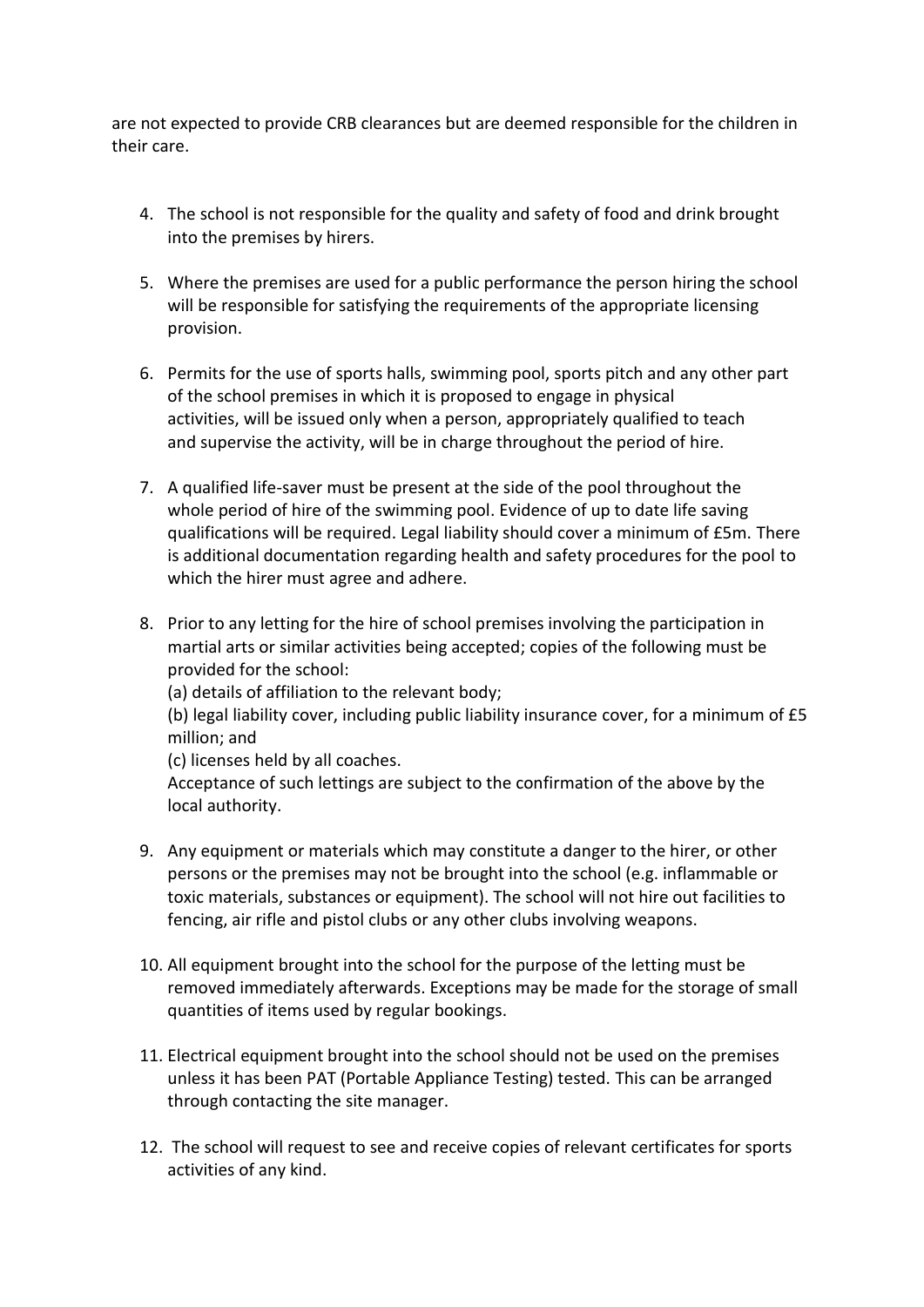are not expected to provide CRB clearances but are deemed responsible for the children in their care.

4. The school is not responsible for the quality and safety of food and drink brought into the premises by hirers.

5. Where the premises are used for a public performance the person hiring the school will be responsible for satisfying the requirements of the appropriate licensing provision.

6. Permits for the use of sports halls, swimming pool, sports pitch and any other part of the school premises in which it is proposed to engage in physical activities, will be issued only when a person, appropriately qualified to teach and supervise the activity, will be in charge throughout the period of hire.

7. A qualified life-saver must be present at the side of the pool throughout the whole period of hire of the swimming pool. Evidence of up to date life saving qualifications will be required. Legal liability should cover a minimum of £5m. There is additional documentation regarding health and safety procedures for the pool to which the hirer must agree and adhere.

8. Prior to any letting for the hire of school premises involving the participation in martial arts or similar activities being accepted; copies of the following must be provided for the school:
   (a) details of affiliation to the relevant body;
   (b) legal liability cover, including public liability insurance cover, for a minimum of £5 million; and
   (c) licenses held by all coaches.
   Acceptance of such lettings are subject to the confirmation of the above by the local authority.

9. Any equipment or materials which may constitute a danger to the hirer, or other persons or the premises may not be brought into the school (e.g. inflammable or toxic materials, substances or equipment). The school will not hire out facilities to fencing, air rifle and pistol clubs or any other clubs involving weapons.

10. All equipment brought into the school for the purpose of the letting must be removed immediately afterwards. Exceptions may be made for the storage of small quantities of items used by regular bookings.

11. Electrical equipment brought into the school should not be used on the premises unless it has been PAT (Portable Appliance Testing) tested. This can be arranged through contacting the site manager.

12. The school will request to see and receive copies of relevant certificates for sports activities of any kind.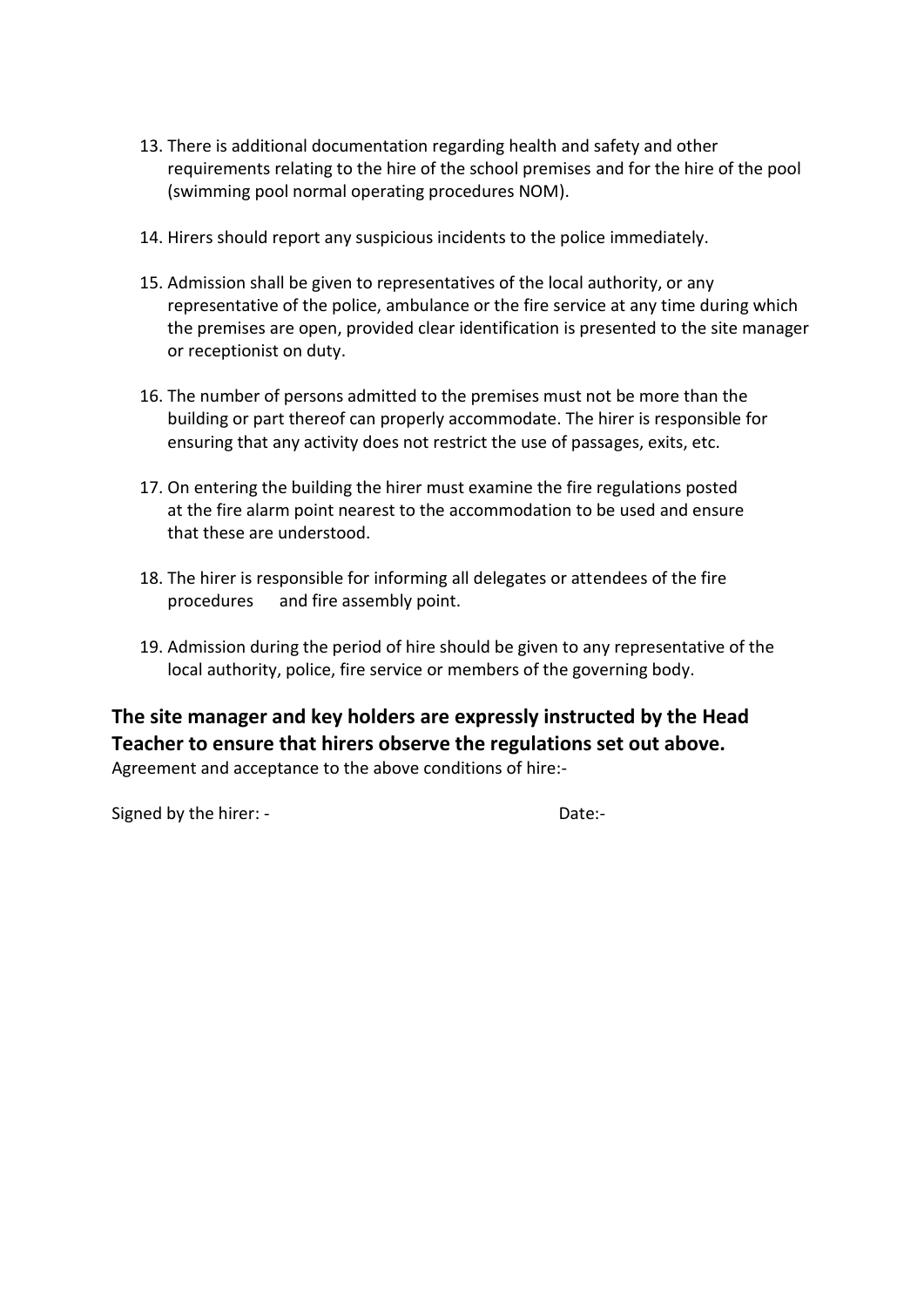13. There is additional documentation regarding health and safety and other requirements relating to the hire of the school premises and for the hire of the pool (swimming pool normal operating procedures NOM).

14. Hirers should report any suspicious incidents to the police immediately.

15. Admission shall be given to representatives of the local authority, or any representative of the police, ambulance or the fire service at any time during which the premises are open, provided clear identification is presented to the site manager or receptionist on duty.

16. The number of persons admitted to the premises must not be more than the building or part thereof can properly accommodate. The hirer is responsible for ensuring that any activity does not restrict the use of passages, exits, etc.

17. On entering the building the hirer must examine the fire regulations posted at the fire alarm point nearest to the accommodation to be used and ensure that these are understood.

18. The hirer is responsible for informing all delegates or attendees of the fire procedures and fire assembly point.

19. Admission during the period of hire should be given to any representative of the local authority, police, fire service or members of the governing body.

**The site manager and key holders are expressly instructed by the Head Teacher to ensure that hirers observe the regulations set out above.**

Agreement and acceptance to the above conditions of hire:-

Signed by the hirer: - Date:-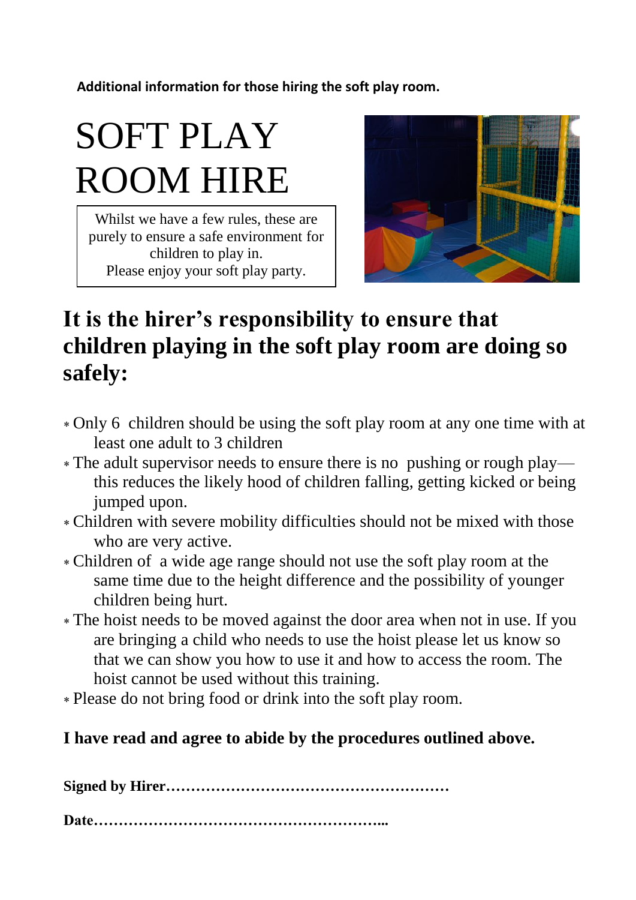**Additional information for those hiring the soft play room.**

# SOFT PLAY ROOM HIRE

Whilst we have a few rules, these are purely to ensure a safe environment for children to play in.
Please enjoy your soft play party.

## It is the hirer's responsibility to ensure that children playing in the soft play room are doing so safely:

- Only 6 children should be using the soft play room at any one time with at least one adult to 3 children
- The adult supervisor needs to ensure there is no pushing or rough play—this reduces the likely hood of children falling, getting kicked or being jumped upon.
- Children with severe mobility difficulties should not be mixed with those who are very active.
- Children of a wide age range should not use the soft play room at the same time due to the height difference and the possibility of younger children being hurt.
- The hoist needs to be moved against the door area when not in use. If you are bringing a child who needs to use the hoist please let us know so that we can show you how to use it and how to access the room. The hoist cannot be used without this training.
- Please do not bring food or drink into the soft play room.

**I have read and agree to abide by the procedures outlined above.**

**Signed by Hirer………………………………………………**

**Date…………………………………………………...**